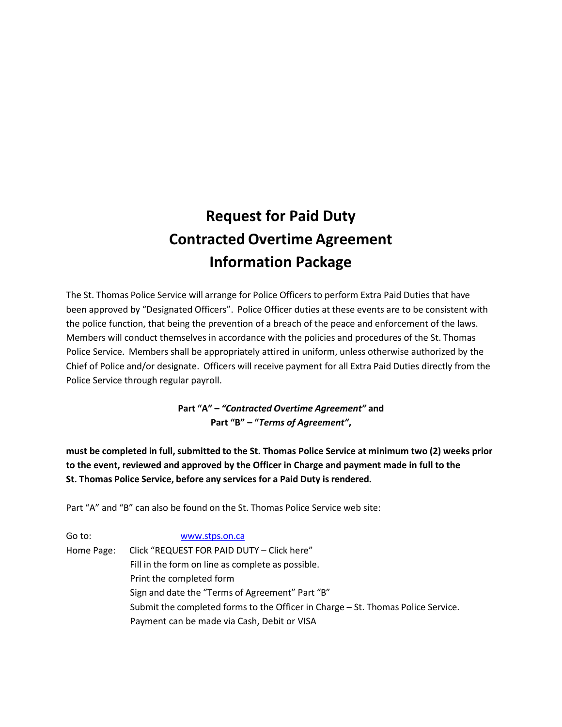# Request for Paid Duty
# Contracted Overtime Agreement
# Information Package

The St. Thomas Police Service will arrange for Police Officers to perform Extra Paid Duties that have been approved by "Designated Officers". Police Officer duties at these events are to be consistent with the police function, that being the prevention of a breach of the peace and enforcement of the laws. Members will conduct themselves in accordance with the policies and procedures of the St. Thomas Police Service. Members shall be appropriately attired in uniform, unless otherwise authorized by the Chief of Police and/or designate. Officers will receive payment for all Extra Paid Duties directly from the Police Service through regular payroll.

**Part "A" – *"Contracted Overtime Agreement"* and**
**Part "B" – "*Terms of Agreement*",**

**must be completed in full, submitted to the St. Thomas Police Service at minimum two (2) weeks prior to the event, reviewed and approved by the Officer in Charge and payment made in full to the St. Thomas Police Service, before any services for a Paid Duty is rendered.**

Part "A" and "B" can also be found on the St. Thomas Police Service web site:

Go to: www.stps.on.ca

Home Page: Click "REQUEST FOR PAID DUTY – Click here"
Fill in the form on line as complete as possible.
Print the completed form
Sign and date the "Terms of Agreement" Part "B"
Submit the completed forms to the Officer in Charge – St. Thomas Police Service.
Payment can be made via Cash, Debit or VISA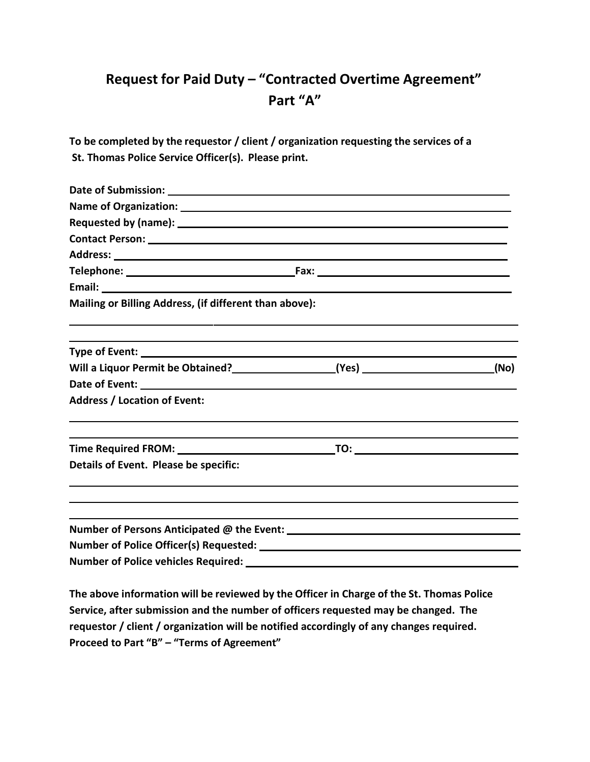# Request for Paid Duty – "Contracted Overtime Agreement"
## Part "A"

**To be completed by the requestor / client / organization requesting the services of a St. Thomas Police Service Officer(s). Please print.**

**Date of Submission:** ______________________________

**Name of Organization:** ______________________________

**Requested by (name):** ______________________________

**Contact Person:** ______________________________

**Address:** ______________________________

**Telephone:** ______________________________ **Fax:** ______________________________

**Email:** ______________________________

**Mailing or Billing Address, (if different than above):**

______________________________

______________________________

**Type of Event:** ______________________________

**Will a Liquor Permit be Obtained?**__________________**(Yes)** __________________**(No)**

**Date of Event:** ______________________________

**Address / Location of Event:**

______________________________

______________________________

**Time Required FROM:** ______________________________ **TO:** ______________________________

**Details of Event. Please be specific:**

______________________________

______________________________

______________________________

**Number of Persons Anticipated @ the Event:** ______________________________

**Number of Police Officer(s) Requested:** ______________________________

**Number of Police vehicles Required:** ______________________________

**The above information will be reviewed by the Officer in Charge of the St. Thomas Police Service, after submission and the number of officers requested may be changed. The requestor / client / organization will be notified accordingly of any changes required. Proceed to Part "B" – "Terms of Agreement"**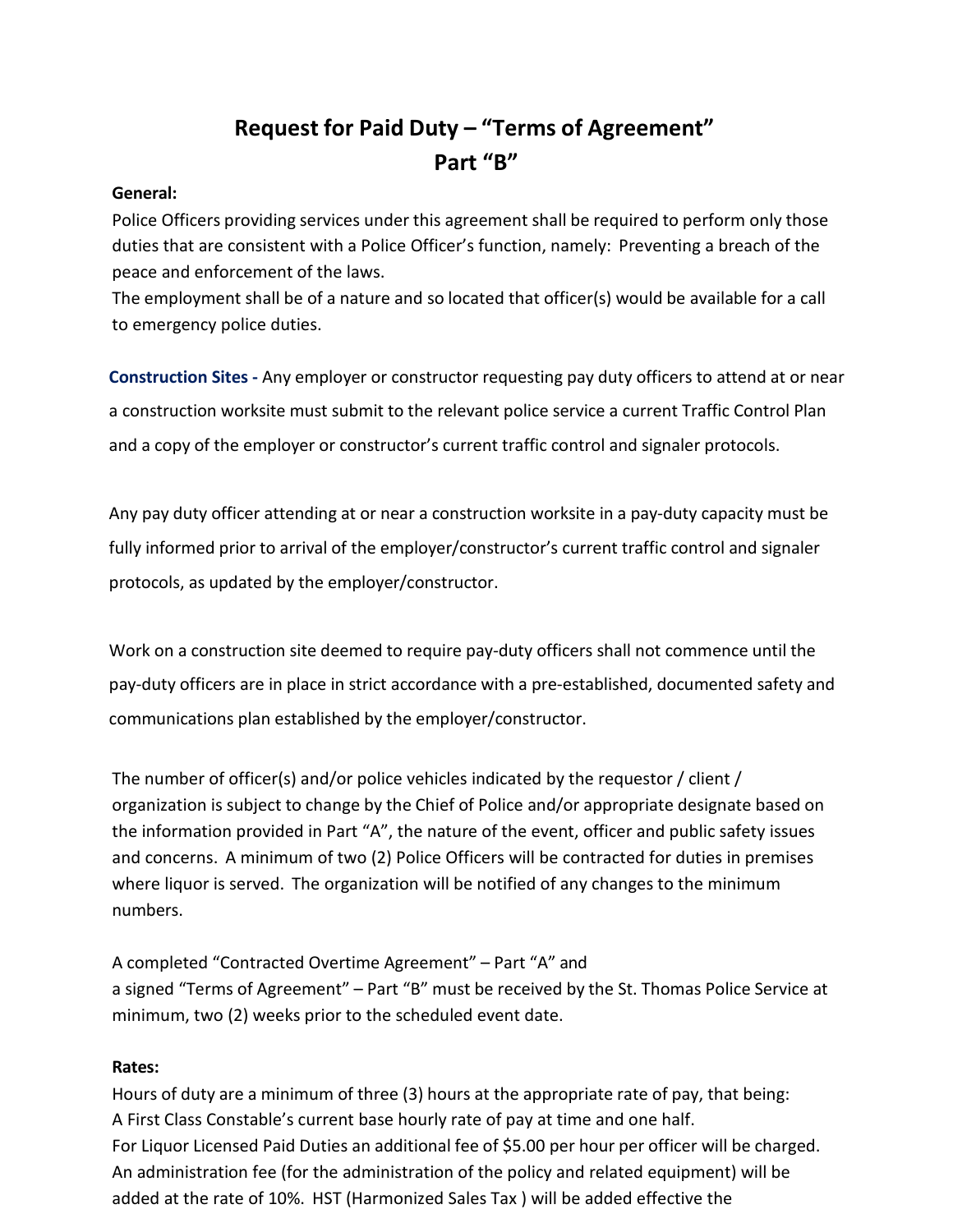# Request for Paid Duty – "Terms of Agreement" Part "B"

**General:**

Police Officers providing services under this agreement shall be required to perform only those duties that are consistent with a Police Officer's function, namely: Preventing a breach of the peace and enforcement of the laws.
The employment shall be of a nature and so located that officer(s) would be available for a call to emergency police duties.

**Construction Sites -** Any employer or constructor requesting pay duty officers to attend at or near a construction worksite must submit to the relevant police service a current Traffic Control Plan and a copy of the employer or constructor's current traffic control and signaler protocols.

Any pay duty officer attending at or near a construction worksite in a pay-duty capacity must be fully informed prior to arrival of the employer/constructor's current traffic control and signaler protocols, as updated by the employer/constructor.

Work on a construction site deemed to require pay-duty officers shall not commence until the pay-duty officers are in place in strict accordance with a pre-established, documented safety and communications plan established by the employer/constructor.

The number of officer(s) and/or police vehicles indicated by the requestor / client / organization is subject to change by the Chief of Police and/or appropriate designate based on the information provided in Part "A", the nature of the event, officer and public safety issues and concerns. A minimum of two (2) Police Officers will be contracted for duties in premises where liquor is served. The organization will be notified of any changes to the minimum numbers.

A completed "Contracted Overtime Agreement" – Part "A" and
a signed "Terms of Agreement" – Part "B" must be received by the St. Thomas Police Service at minimum, two (2) weeks prior to the scheduled event date.

**Rates:**

Hours of duty are a minimum of three (3) hours at the appropriate rate of pay, that being:
A First Class Constable's current base hourly rate of pay at time and one half.
For Liquor Licensed Paid Duties an additional fee of $5.00 per hour per officer will be charged.
An administration fee (for the administration of the policy and related equipment) will be added at the rate of 10%. HST (Harmonized Sales Tax ) will be added effective the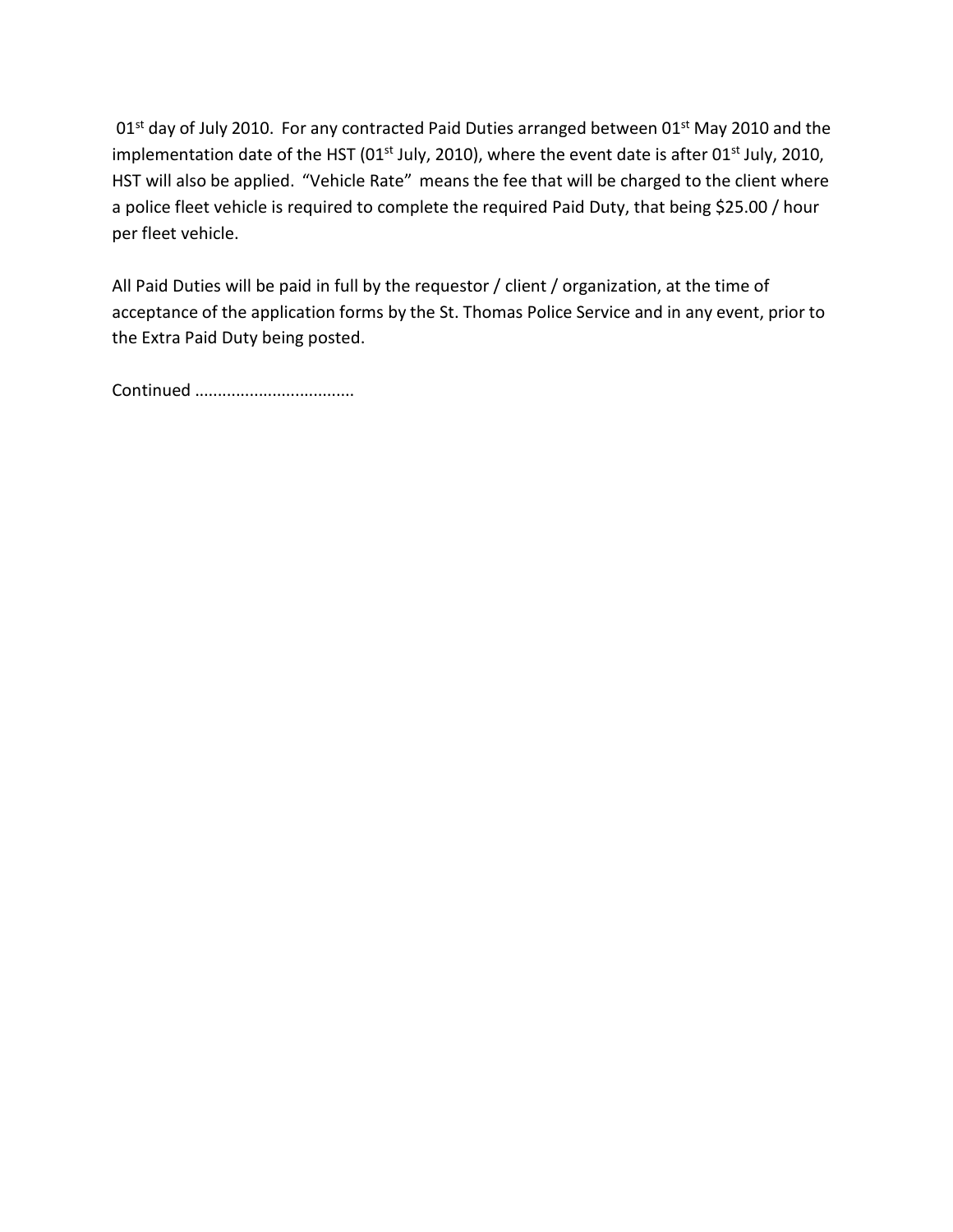01st day of July 2010. For any contracted Paid Duties arranged between 01st May 2010 and the implementation date of the HST (01st July, 2010), where the event date is after 01st July, 2010, HST will also be applied. "Vehicle Rate" means the fee that will be charged to the client where a police fleet vehicle is required to complete the required Paid Duty, that being $25.00 / hour per fleet vehicle.

All Paid Duties will be paid in full by the requestor / client / organization, at the time of acceptance of the application forms by the St. Thomas Police Service and in any event, prior to the Extra Paid Duty being posted.

Continued ..................................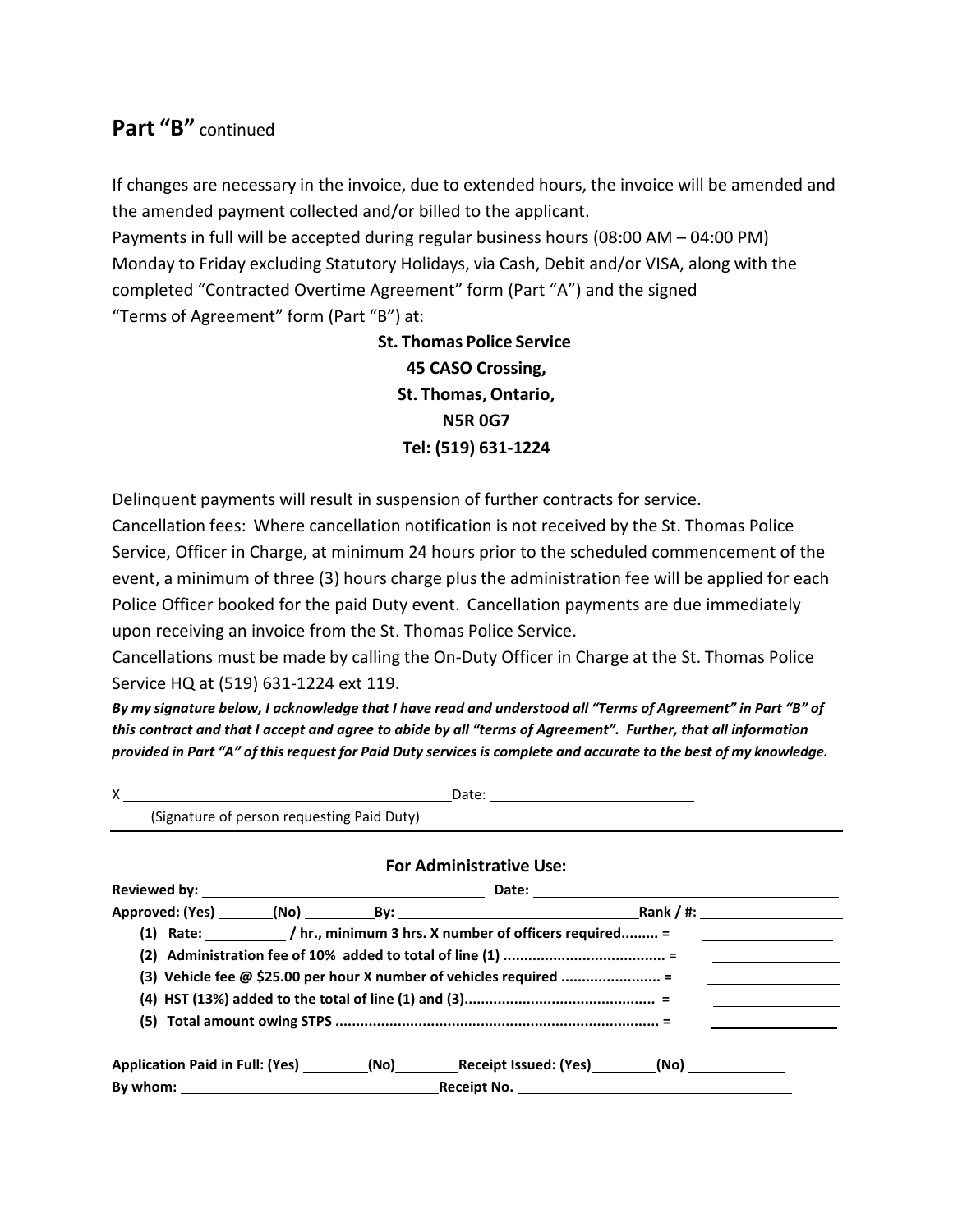## **Part "B"** continued

If changes are necessary in the invoice, due to extended hours, the invoice will be amended and the amended payment collected and/or billed to the applicant.
Payments in full will be accepted during regular business hours (08:00 AM – 04:00 PM) Monday to Friday excluding Statutory Holidays, via Cash, Debit and/or VISA, along with the completed "Contracted Overtime Agreement" form (Part "A") and the signed "Terms of Agreement" form (Part "B") at:

**St. Thomas Police Service**
**45 CASO Crossing,**
**St. Thomas, Ontario,**
**N5R 0G7**
**Tel: (519) 631-1224**

Delinquent payments will result in suspension of further contracts for service.
Cancellation fees: Where cancellation notification is not received by the St. Thomas Police Service, Officer in Charge, at minimum 24 hours prior to the scheduled commencement of the event, a minimum of three (3) hours charge plus the administration fee will be applied for each Police Officer booked for the paid Duty event. Cancellation payments are due immediately upon receiving an invoice from the St. Thomas Police Service.
Cancellations must be made by calling the On-Duty Officer in Charge at the St. Thomas Police Service HQ at (519) 631-1224 ext 119.

***By my signature below, I acknowledge that I have read and understood all "Terms of Agreement" in Part "B" of this contract and that I accept and agree to abide by all "terms of Agreement". Further, that all information provided in Part "A" of this request for Paid Duty services is complete and accurate to the best of my knowledge.***

X ______________________________ Date: ____________________
(Signature of person requesting Paid Duty)

---

### For Administrative Use:

**Reviewed by:** ______________________________ **Date:** ______________________________

**Approved: (Yes)** ______ **(No)** ______ **By:** ______________________________ **Rank / #:** ______________

**(1) Rate:** __________ **/ hr., minimum 3 hrs. X number of officers required......... =** ______________

**(2) Administration fee of 10% added to total of line (1) ....................................... =** ______________

**(3) Vehicle fee @ $25.00 per hour X number of vehicles required ........................ =** ______________

**(4) HST (13%) added to the total of line (1) and (3)............................................. =** ______________

**(5) Total amount owing STPS ............................................................................. =** ______________

**Application Paid in Full: (Yes)** ________ **(No)** ________ **Receipt Issued: (Yes)** ________ **(No)** ________

**By whom:** ______________________________ **Receipt No.** ______________________________